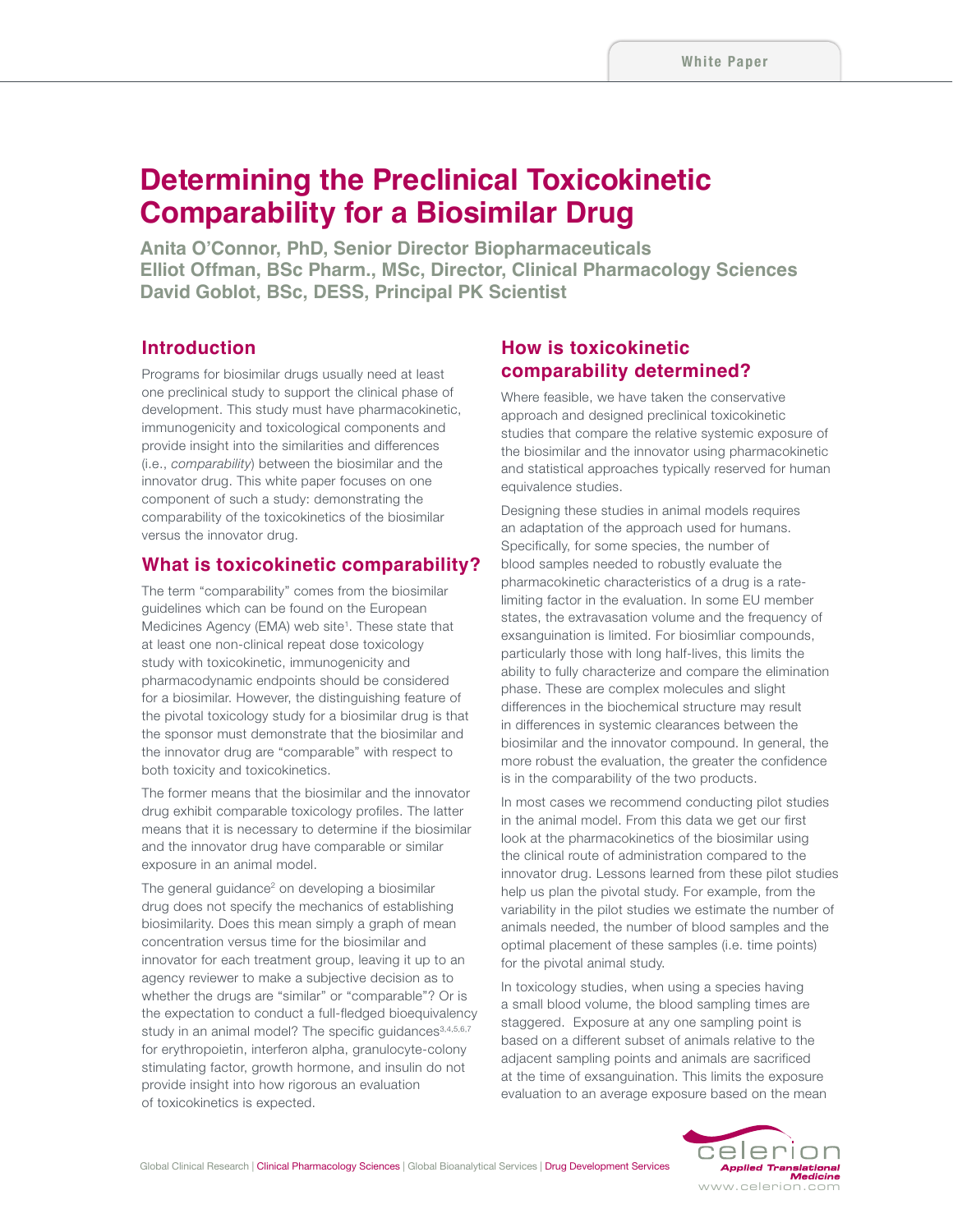# Determining the Preclinical Toxicokinetic Comparability for a Biosimilar Drug

**Anita O'Connor, PhD, Senior Director Biopharmaceuticals**
**Elliot Offman, BSc Pharm., MSc, Director, Clinical Pharmacology Sciences**
**David Goblot, BSc, DESS, Principal PK Scientist**

## Introduction

Programs for biosimilar drugs usually need at least one preclinical study to support the clinical phase of development. This study must have pharmacokinetic, immunogenicity and toxicological components and provide insight into the similarities and differences (i.e., *comparability*) between the biosimilar and the innovator drug. This white paper focuses on one component of such a study: demonstrating the comparability of the toxicokinetics of the biosimilar versus the innovator drug.

## What is toxicokinetic comparability?

The term "comparability" comes from the biosimilar guidelines which can be found on the European Medicines Agency (EMA) web site[1]. These state that at least one non-clinical repeat dose toxicology study with toxicokinetic, immunogenicity and pharmacodynamic endpoints should be considered for a biosimilar. However, the distinguishing feature of the pivotal toxicology study for a biosimilar drug is that the sponsor must demonstrate that the biosimilar and the innovator drug are "comparable" with respect to both toxicity and toxicokinetics.

The former means that the biosimilar and the innovator drug exhibit comparable toxicology profiles. The latter means that it is necessary to determine if the biosimilar and the innovator drug have comparable or similar exposure in an animal model.

The general guidance[2] on developing a biosimilar drug does not specify the mechanics of establishing biosimilarity. Does this mean simply a graph of mean concentration versus time for the biosimilar and innovator for each treatment group, leaving it up to an agency reviewer to make a subjective decision as to whether the drugs are "similar" or "comparable"? Or is the expectation to conduct a full-fledged bioequivalency study in an animal model? The specific guidances[3,4,5,6,7] for erythropoietin, interferon alpha, granulocyte-colony stimulating factor, growth hormone, and insulin do not provide insight into how rigorous an evaluation of toxicokinetics is expected.

## How is toxicokinetic comparability determined?

Where feasible, we have taken the conservative approach and designed preclinical toxicokinetic studies that compare the relative systemic exposure of the biosimilar and the innovator using pharmacokinetic and statistical approaches typically reserved for human equivalence studies.

Designing these studies in animal models requires an adaptation of the approach used for humans. Specifically, for some species, the number of blood samples needed to robustly evaluate the pharmacokinetic characteristics of a drug is a rate-limiting factor in the evaluation. In some EU member states, the extravasation volume and the frequency of exsanguination is limited. For biosimliar compounds, particularly those with long half-lives, this limits the ability to fully characterize and compare the elimination phase. These are complex molecules and slight differences in the biochemical structure may result in differences in systemic clearances between the biosimilar and the innovator compound. In general, the more robust the evaluation, the greater the confidence is in the comparability of the two products.

In most cases we recommend conducting pilot studies in the animal model. From this data we get our first look at the pharmacokinetics of the biosimilar using the clinical route of administration compared to the innovator drug. Lessons learned from these pilot studies help us plan the pivotal study. For example, from the variability in the pilot studies we estimate the number of animals needed, the number of blood samples and the optimal placement of these samples (i.e. time points) for the pivotal animal study.

In toxicology studies, when using a species having a small blood volume, the blood sampling times are staggered. Exposure at any one sampling point is based on a different subset of animals relative to the adjacent sampling points and animals are sacrificed at the time of exsanguination. This limits the exposure evaluation to an average exposure based on the mean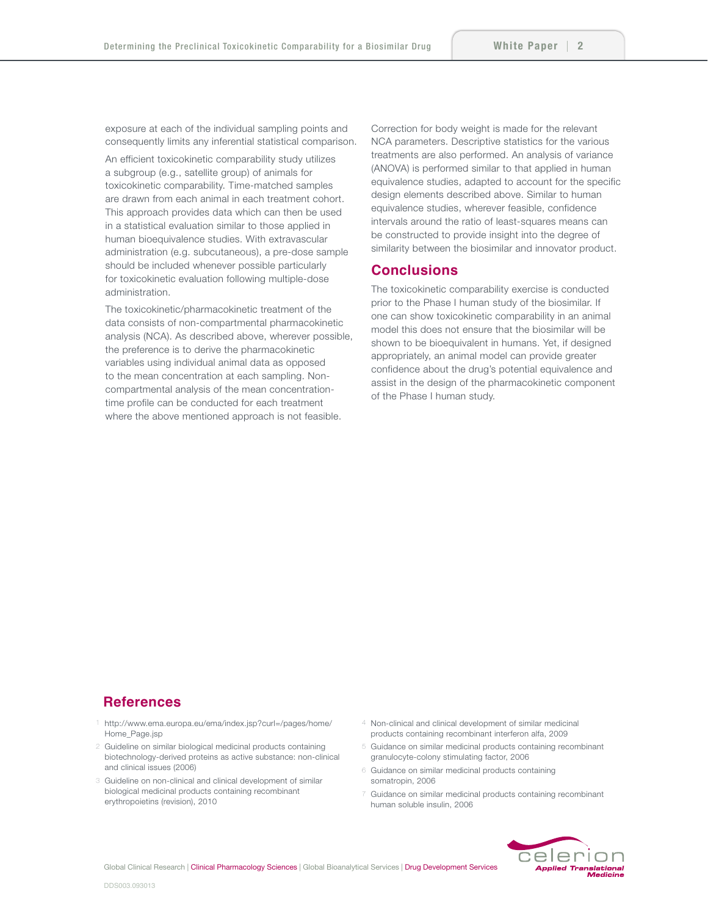exposure at each of the individual sampling points and consequently limits any inferential statistical comparison.

An efficient toxicokinetic comparability study utilizes a subgroup (e.g., satellite group) of animals for toxicokinetic comparability. Time-matched samples are drawn from each animal in each treatment cohort. This approach provides data which can then be used in a statistical evaluation similar to those applied in human bioequivalence studies. With extravascular administration (e.g. subcutaneous), a pre-dose sample should be included whenever possible particularly for toxicokinetic evaluation following multiple-dose administration.

The toxicokinetic/pharmacokinetic treatment of the data consists of non-compartmental pharmacokinetic analysis (NCA). As described above, wherever possible, the preference is to derive the pharmacokinetic variables using individual animal data as opposed to the mean concentration at each sampling. Non-compartmental analysis of the mean concentration-time profile can be conducted for each treatment where the above mentioned approach is not feasible.

Correction for body weight is made for the relevant NCA parameters. Descriptive statistics for the various treatments are also performed. An analysis of variance (ANOVA) is performed similar to that applied in human equivalence studies, adapted to account for the specific design elements described above. Similar to human equivalence studies, wherever feasible, confidence intervals around the ratio of least-squares means can be constructed to provide insight into the degree of similarity between the biosimilar and innovator product.

## Conclusions

The toxicokinetic comparability exercise is conducted prior to the Phase I human study of the biosimilar. If one can show toxicokinetic comparability in an animal model this does not ensure that the biosimilar will be shown to be bioequivalent in humans. Yet, if designed appropriately, an animal model can provide greater confidence about the drug's potential equivalence and assist in the design of the pharmacokinetic component of the Phase I human study.

## References

1. http://www.ema.europa.eu/ema/index.jsp?curl=/pages/home/Home_Page.jsp
2. Guideline on similar biological medicinal products containing biotechnology-derived proteins as active substance: non-clinical and clinical issues (2006)
3. Guideline on non-clinical and clinical development of similar biological medicinal products containing recombinant erythropoietins (revision), 2010
4. Non-clinical and clinical development of similar medicinal products containing recombinant interferon alfa, 2009
5. Guidance on similar medicinal products containing recombinant granulocyte-colony stimulating factor, 2006
6. Guidance on similar medicinal products containing somatropin, 2006
7. Guidance on similar medicinal products containing recombinant human soluble insulin, 2006

Global Clinical Research | Clinical Pharmacology Sciences | Global Bioanalytical Services | Drug Development Services

DDS003.093013